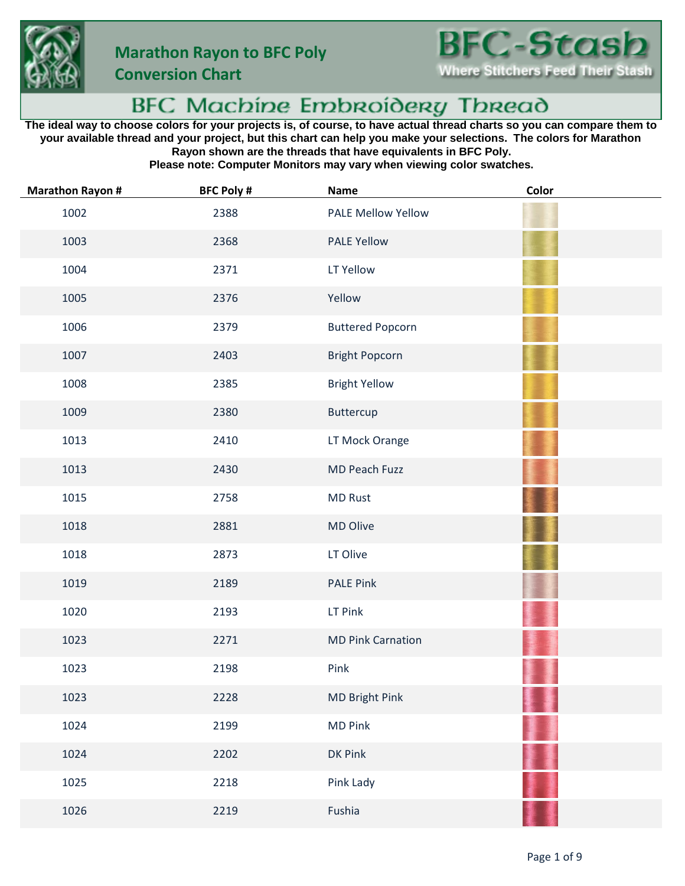# Marathon Rayon to BFC Poly Conversion Chart

**BFC-Stash**
Where Stitchers Feed Their Stash

## BFC Machine Embroidery Thread

**The ideal way to choose colors for your projects is, of course, to have actual thread charts so you can compare them to your available thread and your project, but this chart can help you make your selections. The colors for Marathon Rayon shown are the threads that have equivalents in BFC Poly.**
**Please note: Computer Monitors may vary when viewing color swatches.**

| Marathon Rayon # | BFC Poly # | Name | Color |
|---|---|---|---|
| 1002 | 2388 | PALE Mellow Yellow | |
| 1003 | 2368 | PALE Yellow | |
| 1004 | 2371 | LT Yellow | |
| 1005 | 2376 | Yellow | |
| 1006 | 2379 | Buttered Popcorn | |
| 1007 | 2403 | Bright Popcorn | |
| 1008 | 2385 | Bright Yellow | |
| 1009 | 2380 | Buttercup | |
| 1013 | 2410 | LT Mock Orange | |
| 1013 | 2430 | MD Peach Fuzz | |
| 1015 | 2758 | MD Rust | |
| 1018 | 2881 | MD Olive | |
| 1018 | 2873 | LT Olive | |
| 1019 | 2189 | PALE Pink | |
| 1020 | 2193 | LT Pink | |
| 1023 | 2271 | MD Pink Carnation | |
| 1023 | 2198 | Pink | |
| 1023 | 2228 | MD Bright Pink | |
| 1024 | 2199 | MD Pink | |
| 1024 | 2202 | DK Pink | |
| 1025 | 2218 | Pink Lady | |
| 1026 | 2219 | Fushia | |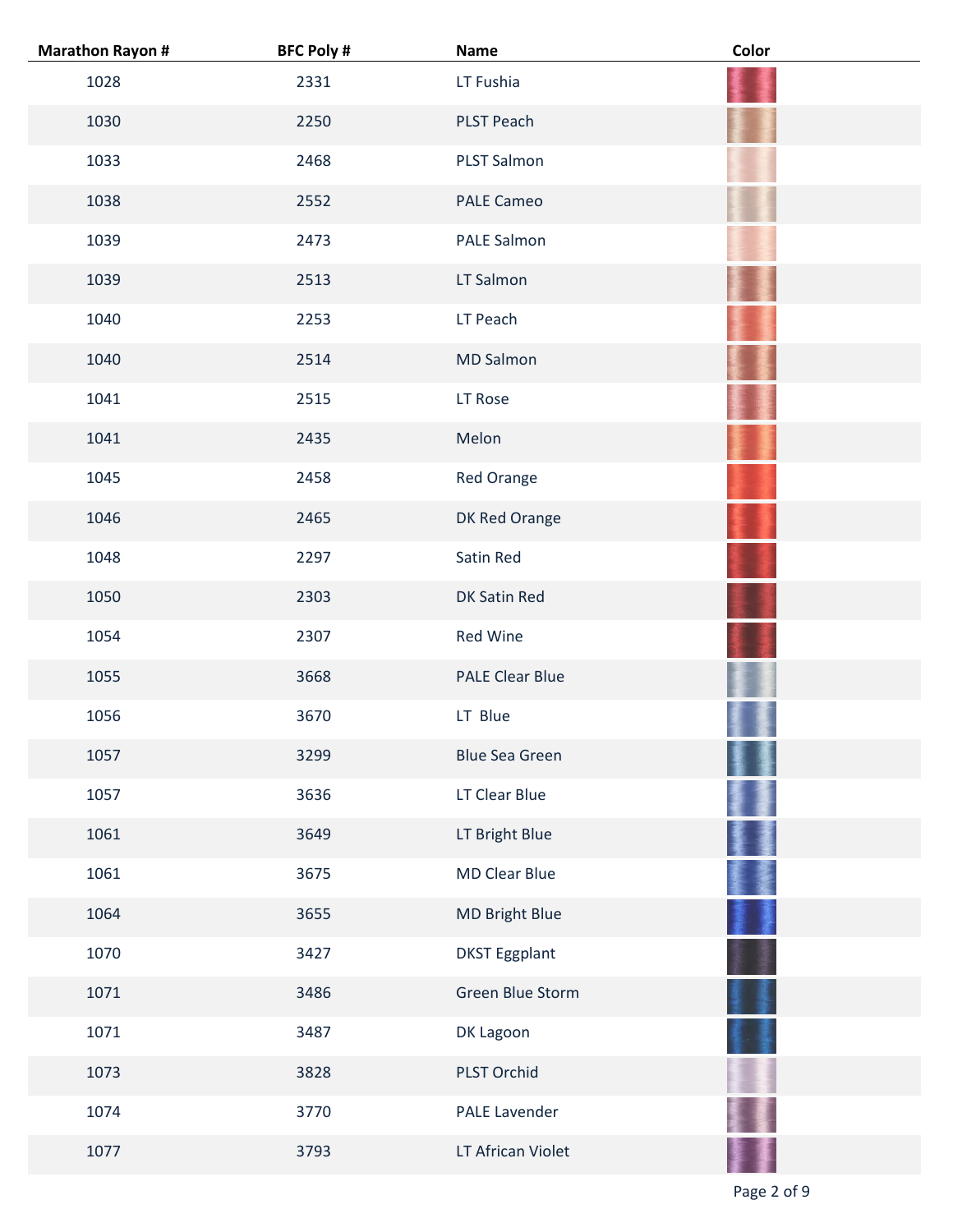| Marathon Rayon # | BFC Poly # | Name | Color |
|---|---|---|---|
| 1028 | 2331 | LT Fushia | |
| 1030 | 2250 | PLST Peach | |
| 1033 | 2468 | PLST Salmon | |
| 1038 | 2552 | PALE Cameo | |
| 1039 | 2473 | PALE Salmon | |
| 1039 | 2513 | LT Salmon | |
| 1040 | 2253 | LT Peach | |
| 1040 | 2514 | MD Salmon | |
| 1041 | 2515 | LT Rose | |
| 1041 | 2435 | Melon | |
| 1045 | 2458 | Red Orange | |
| 1046 | 2465 | DK Red Orange | |
| 1048 | 2297 | Satin Red | |
| 1050 | 2303 | DK Satin Red | |
| 1054 | 2307 | Red Wine | |
| 1055 | 3668 | PALE Clear Blue | |
| 1056 | 3670 | LT Blue | |
| 1057 | 3299 | Blue Sea Green | |
| 1057 | 3636 | LT Clear Blue | |
| 1061 | 3649 | LT Bright Blue | |
| 1061 | 3675 | MD Clear Blue | |
| 1064 | 3655 | MD Bright Blue | |
| 1070 | 3427 | DKST Eggplant | |
| 1071 | 3486 | Green Blue Storm | |
| 1071 | 3487 | DK Lagoon | |
| 1073 | 3828 | PLST Orchid | |
| 1074 | 3770 | PALE Lavender | |
| 1077 | 3793 | LT African Violet | |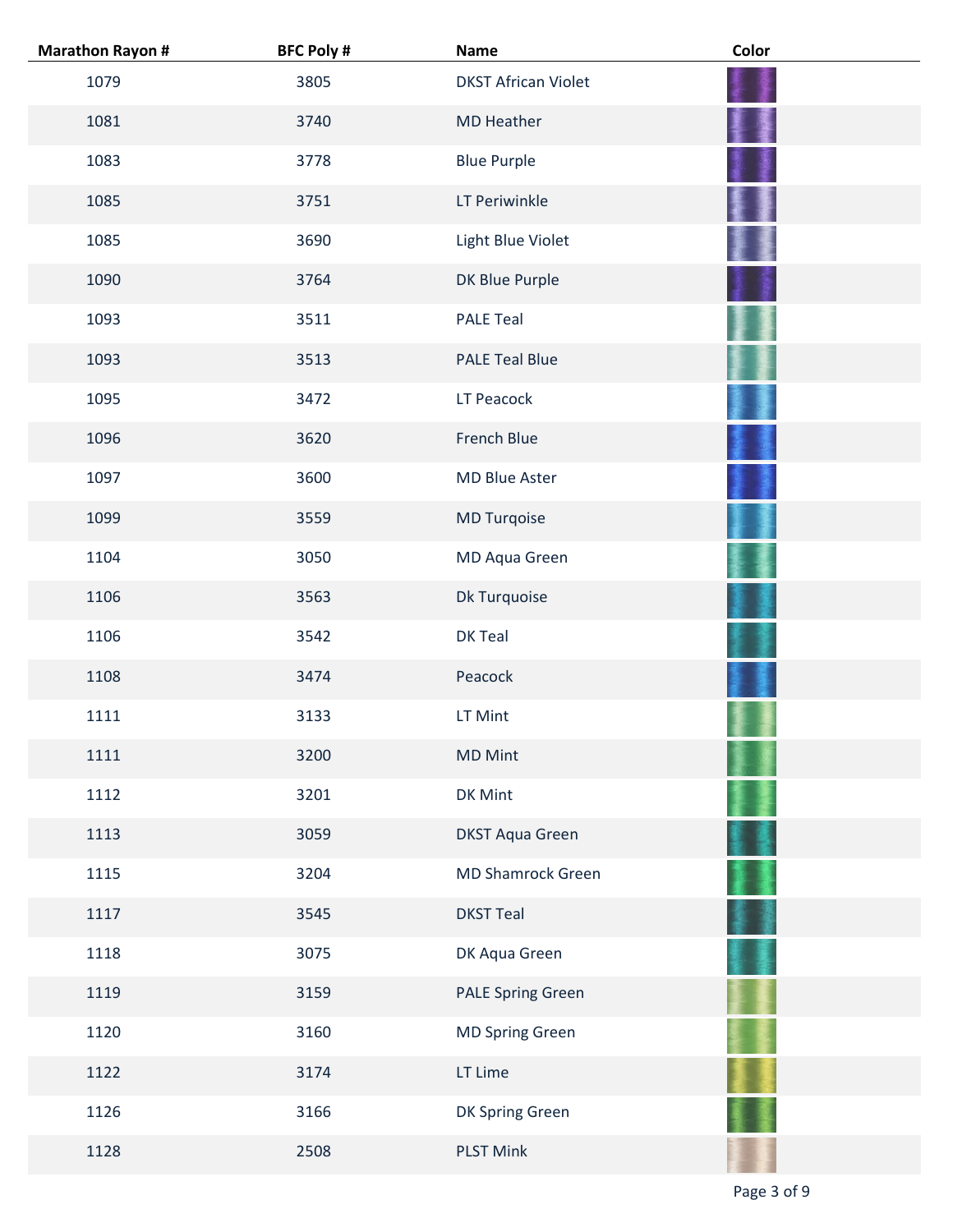| Marathon Rayon # | BFC Poly # | Name | Color |
| --- | --- | --- | --- |
| 1079 | 3805 | DKST African Violet | |
| 1081 | 3740 | MD Heather | |
| 1083 | 3778 | Blue Purple | |
| 1085 | 3751 | LT Periwinkle | |
| 1085 | 3690 | Light Blue Violet | |
| 1090 | 3764 | DK Blue Purple | |
| 1093 | 3511 | PALE Teal | |
| 1093 | 3513 | PALE Teal Blue | |
| 1095 | 3472 | LT Peacock | |
| 1096 | 3620 | French Blue | |
| 1097 | 3600 | MD Blue Aster | |
| 1099 | 3559 | MD Turqoise | |
| 1104 | 3050 | MD Aqua Green | |
| 1106 | 3563 | Dk Turquoise | |
| 1106 | 3542 | DK Teal | |
| 1108 | 3474 | Peacock | |
| 1111 | 3133 | LT Mint | |
| 1111 | 3200 | MD Mint | |
| 1112 | 3201 | DK Mint | |
| 1113 | 3059 | DKST Aqua Green | |
| 1115 | 3204 | MD Shamrock Green | |
| 1117 | 3545 | DKST Teal | |
| 1118 | 3075 | DK Aqua Green | |
| 1119 | 3159 | PALE Spring Green | |
| 1120 | 3160 | MD Spring Green | |
| 1122 | 3174 | LT Lime | |
| 1126 | 3166 | DK Spring Green | |
| 1128 | 2508 | PLST Mink | |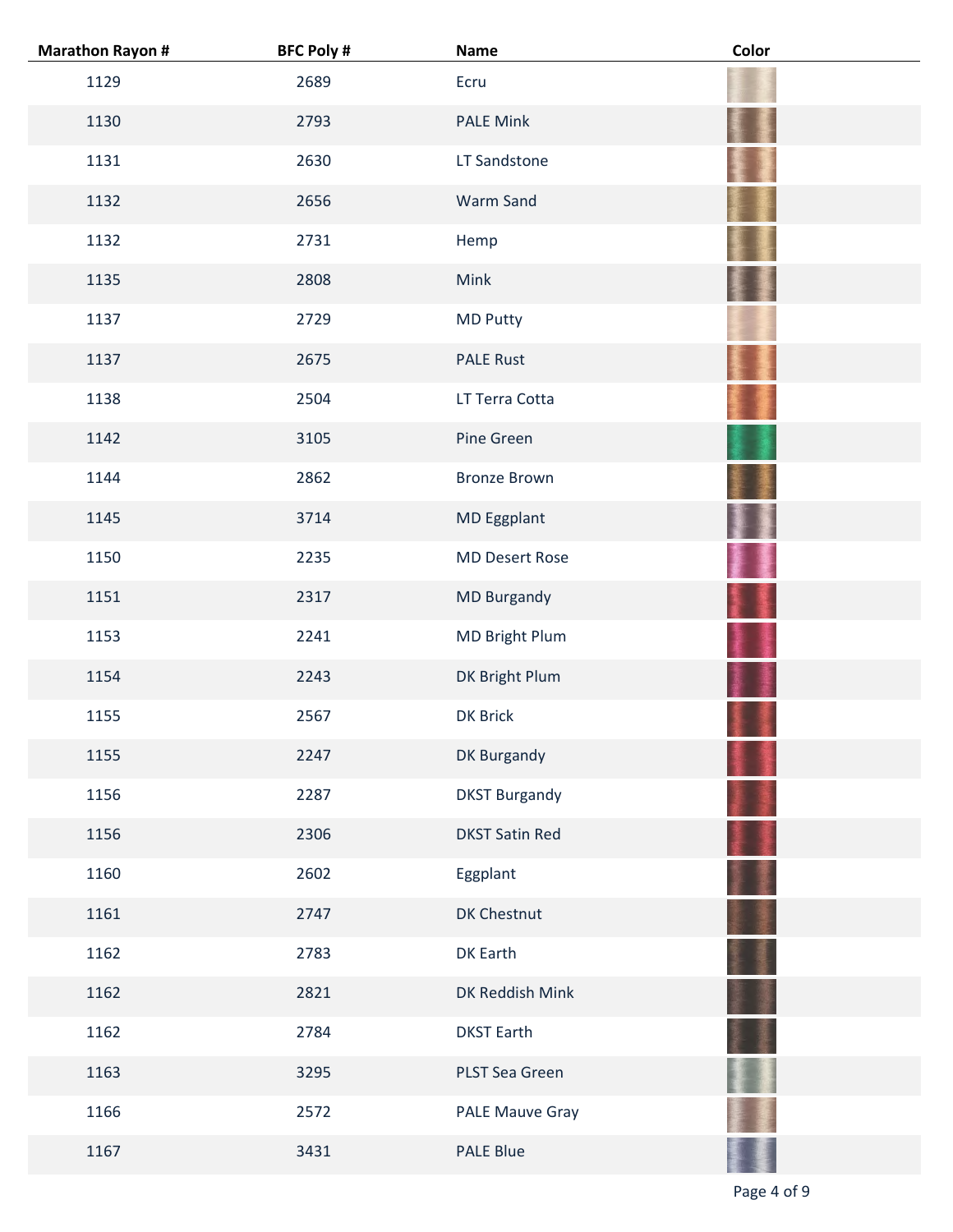| Marathon Rayon # | BFC Poly # | Name | Color |
|---|---|---|---|
| 1129 | 2689 | Ecru | |
| 1130 | 2793 | PALE Mink | |
| 1131 | 2630 | LT Sandstone | |
| 1132 | 2656 | Warm Sand | |
| 1132 | 2731 | Hemp | |
| 1135 | 2808 | Mink | |
| 1137 | 2729 | MD Putty | |
| 1137 | 2675 | PALE Rust | |
| 1138 | 2504 | LT Terra Cotta | |
| 1142 | 3105 | Pine Green | |
| 1144 | 2862 | Bronze Brown | |
| 1145 | 3714 | MD Eggplant | |
| 1150 | 2235 | MD Desert Rose | |
| 1151 | 2317 | MD Burgandy | |
| 1153 | 2241 | MD Bright Plum | |
| 1154 | 2243 | DK Bright Plum | |
| 1155 | 2567 | DK Brick | |
| 1155 | 2247 | DK Burgandy | |
| 1156 | 2287 | DKST Burgandy | |
| 1156 | 2306 | DKST Satin Red | |
| 1160 | 2602 | Eggplant | |
| 1161 | 2747 | DK Chestnut | |
| 1162 | 2783 | DK Earth | |
| 1162 | 2821 | DK Reddish Mink | |
| 1162 | 2784 | DKST Earth | |
| 1163 | 3295 | PLST Sea Green | |
| 1166 | 2572 | PALE Mauve Gray | |
| 1167 | 3431 | PALE Blue | |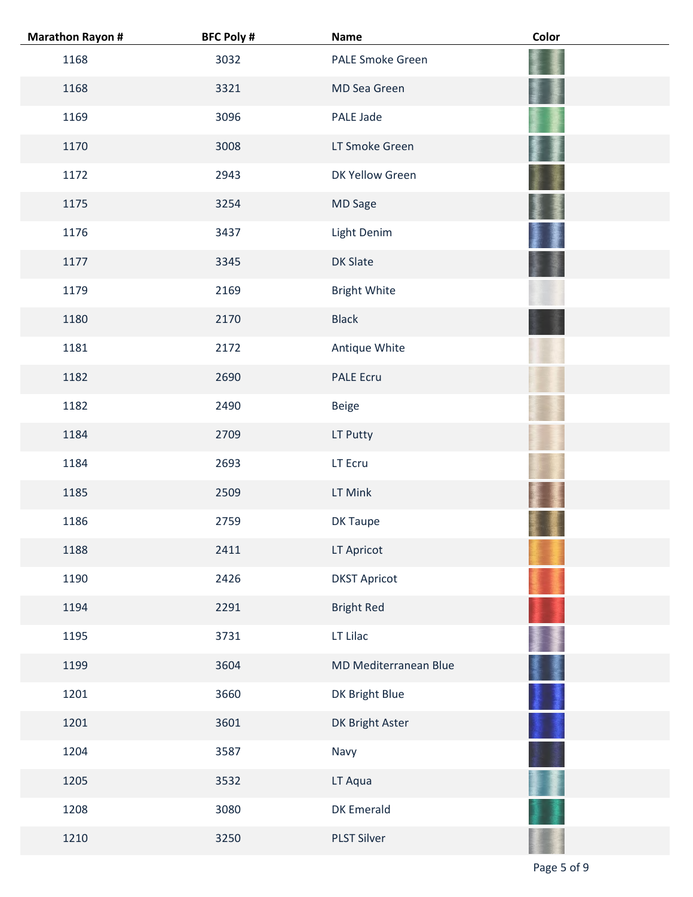| Marathon Rayon # | BFC Poly # | Name | Color |
|---|---|---|---|
| 1168 | 3032 | PALE Smoke Green | |
| 1168 | 3321 | MD Sea Green | |
| 1169 | 3096 | PALE Jade | |
| 1170 | 3008 | LT Smoke Green | |
| 1172 | 2943 | DK Yellow Green | |
| 1175 | 3254 | MD Sage | |
| 1176 | 3437 | Light Denim | |
| 1177 | 3345 | DK Slate | |
| 1179 | 2169 | Bright White | |
| 1180 | 2170 | Black | |
| 1181 | 2172 | Antique White | |
| 1182 | 2690 | PALE Ecru | |
| 1182 | 2490 | Beige | |
| 1184 | 2709 | LT Putty | |
| 1184 | 2693 | LT Ecru | |
| 1185 | 2509 | LT Mink | |
| 1186 | 2759 | DK Taupe | |
| 1188 | 2411 | LT Apricot | |
| 1190 | 2426 | DKST Apricot | |
| 1194 | 2291 | Bright Red | |
| 1195 | 3731 | LT Lilac | |
| 1199 | 3604 | MD Mediterranean Blue | |
| 1201 | 3660 | DK Bright Blue | |
| 1201 | 3601 | DK Bright Aster | |
| 1204 | 3587 | Navy | |
| 1205 | 3532 | LT Aqua | |
| 1208 | 3080 | DK Emerald | |
| 1210 | 3250 | PLST Silver | |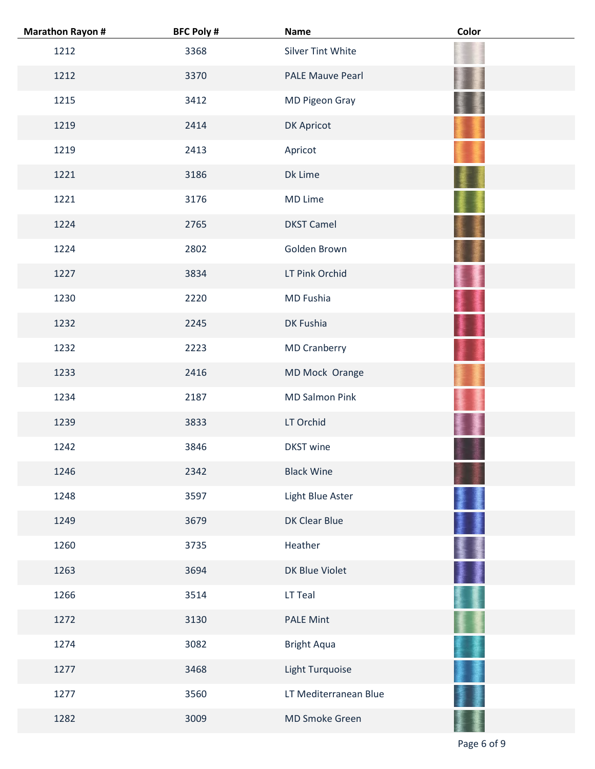| Marathon Rayon # | BFC Poly # | Name | Color |
|---|---|---|---|
| 1212 | 3368 | Silver Tint White | |
| 1212 | 3370 | PALE Mauve Pearl | |
| 1215 | 3412 | MD Pigeon Gray | |
| 1219 | 2414 | DK Apricot | |
| 1219 | 2413 | Apricot | |
| 1221 | 3186 | Dk Lime | |
| 1221 | 3176 | MD Lime | |
| 1224 | 2765 | DKST Camel | |
| 1224 | 2802 | Golden Brown | |
| 1227 | 3834 | LT Pink Orchid | |
| 1230 | 2220 | MD Fushia | |
| 1232 | 2245 | DK Fushia | |
| 1232 | 2223 | MD Cranberry | |
| 1233 | 2416 | MD Mock Orange | |
| 1234 | 2187 | MD Salmon Pink | |
| 1239 | 3833 | LT Orchid | |
| 1242 | 3846 | DKST wine | |
| 1246 | 2342 | Black Wine | |
| 1248 | 3597 | Light Blue Aster | |
| 1249 | 3679 | DK Clear Blue | |
| 1260 | 3735 | Heather | |
| 1263 | 3694 | DK Blue Violet | |
| 1266 | 3514 | LT Teal | |
| 1272 | 3130 | PALE Mint | |
| 1274 | 3082 | Bright Aqua | |
| 1277 | 3468 | Light Turquoise | |
| 1277 | 3560 | LT Mediterranean Blue | |
| 1282 | 3009 | MD Smoke Green | |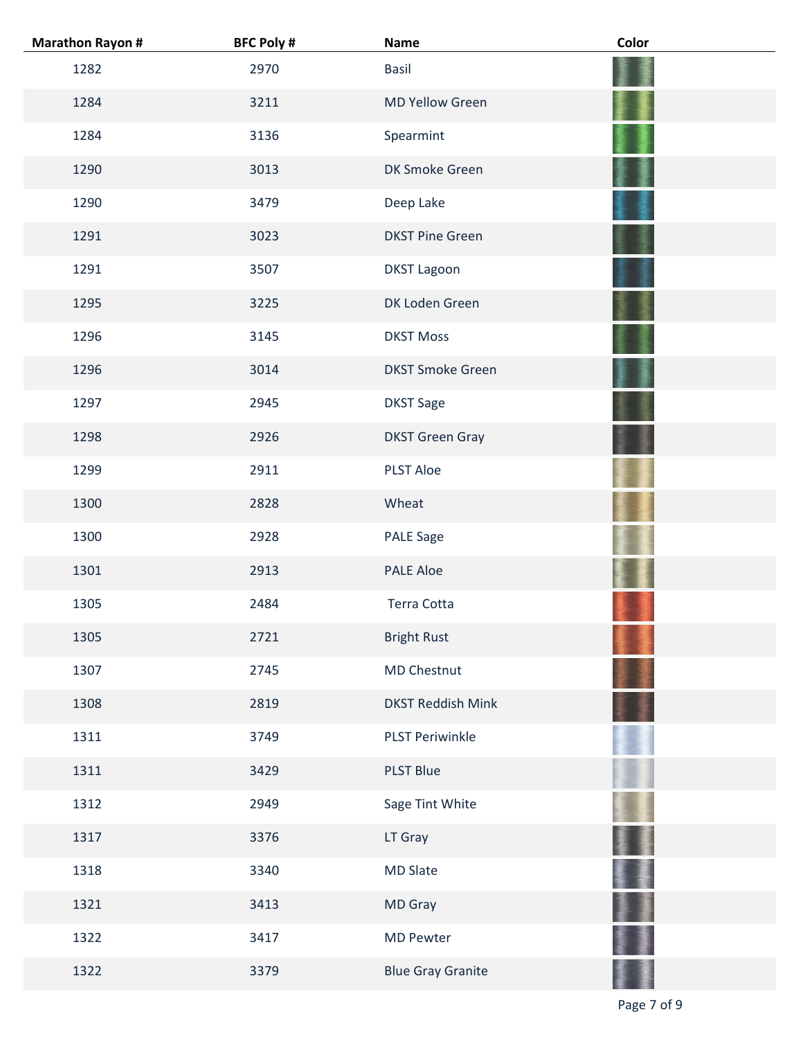| Marathon Rayon # | BFC Poly # | Name | Color |
|---|---|---|---|
| 1282 | 2970 | Basil | |
| 1284 | 3211 | MD Yellow Green | |
| 1284 | 3136 | Spearmint | |
| 1290 | 3013 | DK Smoke Green | |
| 1290 | 3479 | Deep Lake | |
| 1291 | 3023 | DKST Pine Green | |
| 1291 | 3507 | DKST Lagoon | |
| 1295 | 3225 | DK Loden Green | |
| 1296 | 3145 | DKST Moss | |
| 1296 | 3014 | DKST Smoke Green | |
| 1297 | 2945 | DKST Sage | |
| 1298 | 2926 | DKST Green Gray | |
| 1299 | 2911 | PLST Aloe | |
| 1300 | 2828 | Wheat | |
| 1300 | 2928 | PALE Sage | |
| 1301 | 2913 | PALE Aloe | |
| 1305 | 2484 | Terra Cotta | |
| 1305 | 2721 | Bright Rust | |
| 1307 | 2745 | MD Chestnut | |
| 1308 | 2819 | DKST Reddish Mink | |
| 1311 | 3749 | PLST Periwinkle | |
| 1311 | 3429 | PLST Blue | |
| 1312 | 2949 | Sage Tint White | |
| 1317 | 3376 | LT Gray | |
| 1318 | 3340 | MD Slate | |
| 1321 | 3413 | MD Gray | |
| 1322 | 3417 | MD Pewter | |
| 1322 | 3379 | Blue Gray Granite | |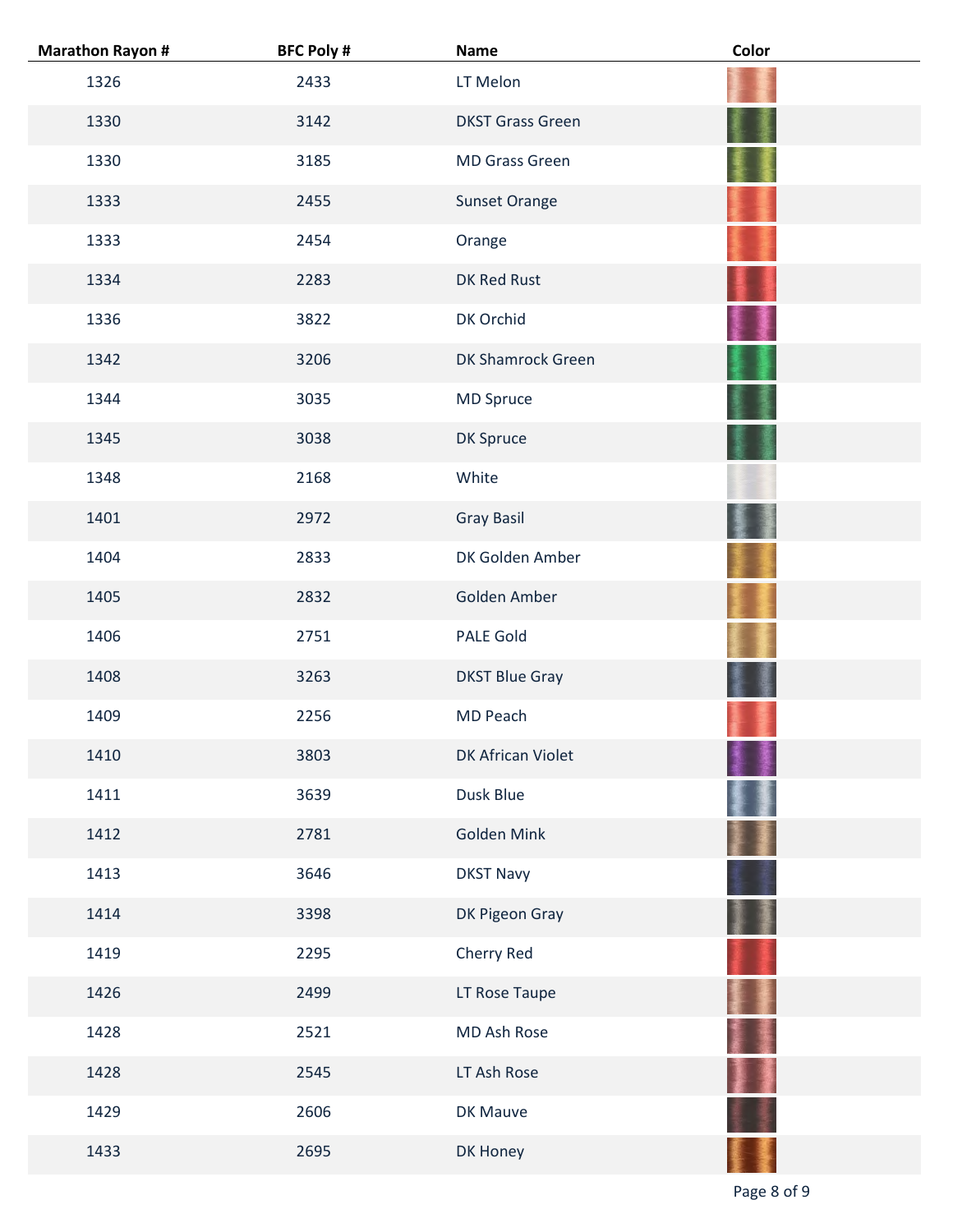| Marathon Rayon # | BFC Poly # | Name | Color |
|---|---|---|---|
| 1326 | 2433 | LT Melon | |
| 1330 | 3142 | DKST Grass Green | |
| 1330 | 3185 | MD Grass Green | |
| 1333 | 2455 | Sunset Orange | |
| 1333 | 2454 | Orange | |
| 1334 | 2283 | DK Red Rust | |
| 1336 | 3822 | DK Orchid | |
| 1342 | 3206 | DK Shamrock Green | |
| 1344 | 3035 | MD Spruce | |
| 1345 | 3038 | DK Spruce | |
| 1348 | 2168 | White | |
| 1401 | 2972 | Gray Basil | |
| 1404 | 2833 | DK Golden Amber | |
| 1405 | 2832 | Golden Amber | |
| 1406 | 2751 | PALE Gold | |
| 1408 | 3263 | DKST Blue Gray | |
| 1409 | 2256 | MD Peach | |
| 1410 | 3803 | DK African Violet | |
| 1411 | 3639 | Dusk Blue | |
| 1412 | 2781 | Golden Mink | |
| 1413 | 3646 | DKST Navy | |
| 1414 | 3398 | DK Pigeon Gray | |
| 1419 | 2295 | Cherry Red | |
| 1426 | 2499 | LT Rose Taupe | |
| 1428 | 2521 | MD Ash Rose | |
| 1428 | 2545 | LT Ash Rose | |
| 1429 | 2606 | DK Mauve | |
| 1433 | 2695 | DK Honey | |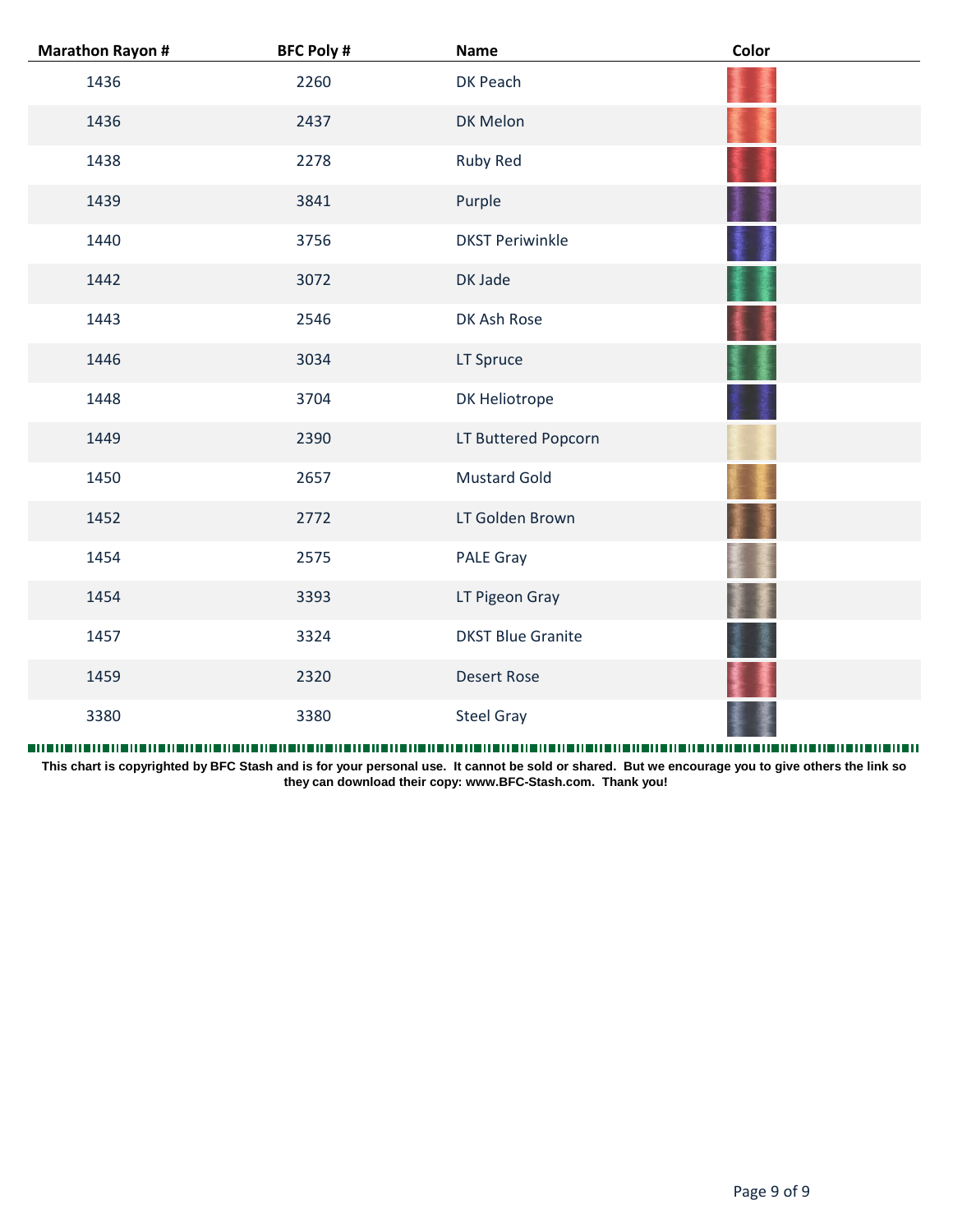| Marathon Rayon # | BFC Poly # | Name | Color |
|---|---|---|---|
| 1436 | 2260 | DK Peach | |
| 1436 | 2437 | DK Melon | |
| 1438 | 2278 | Ruby Red | |
| 1439 | 3841 | Purple | |
| 1440 | 3756 | DKST Periwinkle | |
| 1442 | 3072 | DK Jade | |
| 1443 | 2546 | DK Ash Rose | |
| 1446 | 3034 | LT Spruce | |
| 1448 | 3704 | DK Heliotrope | |
| 1449 | 2390 | LT Buttered Popcorn | |
| 1450 | 2657 | Mustard Gold | |
| 1452 | 2772 | LT Golden Brown | |
| 1454 | 2575 | PALE Gray | |
| 1454 | 3393 | LT Pigeon Gray | |
| 1457 | 3324 | DKST Blue Granite | |
| 1459 | 2320 | Desert Rose | |
| 3380 | 3380 | Steel Gray | |

**This chart is copyrighted by BFC Stash and is for your personal use. It cannot be sold or shared. But we encourage you to give others the link so they can download their copy: www.BFC-Stash.com. Thank you!**